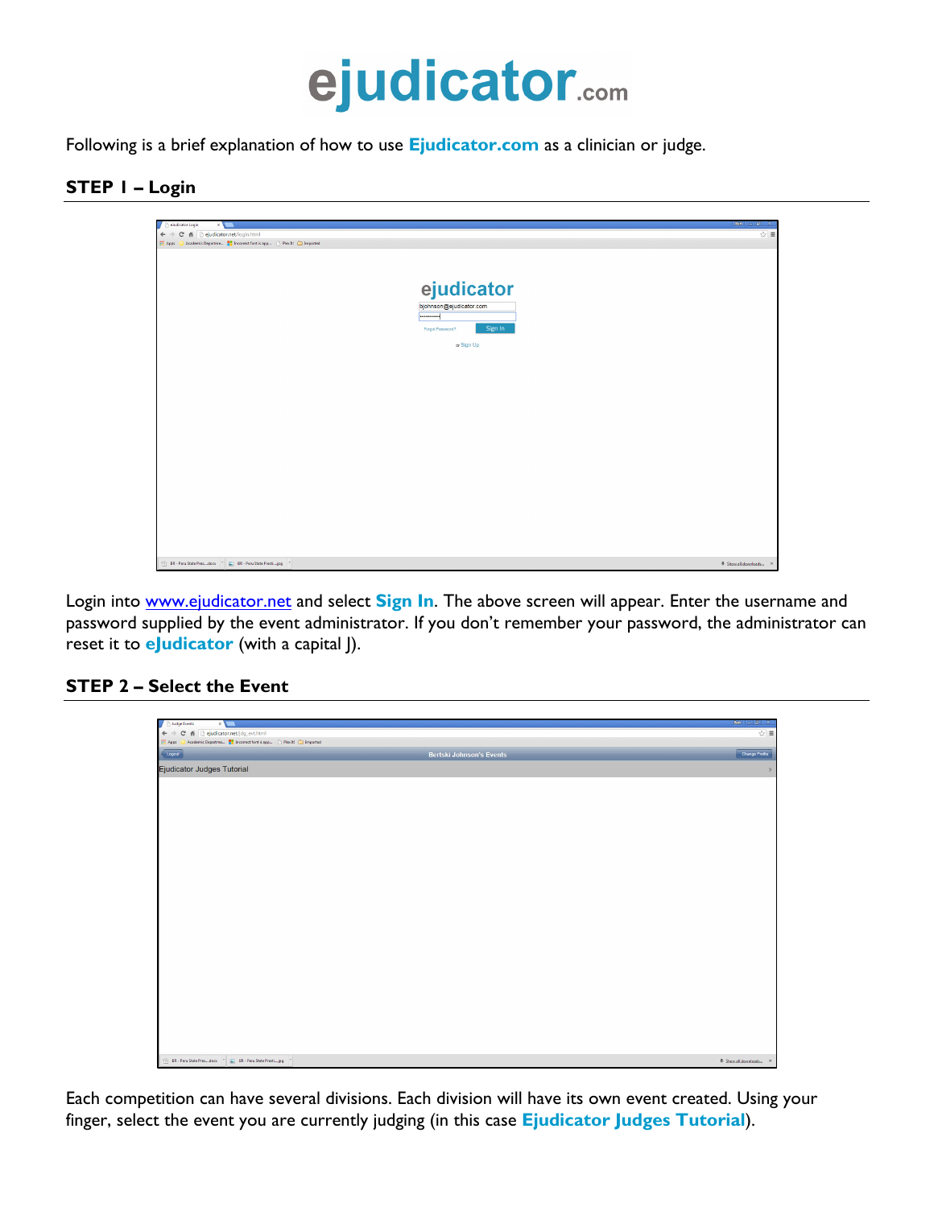# ejudicator.com

Following is a brief explanation of how to use **Ejudicator.com** as a clinician or judge.

## STEP 1 – Login

Login into www.ejudicator.net and select **Sign In**. The above screen will appear. Enter the username and password supplied by the event administrator. If you don't remember your password, the administrator can reset it to **eJudicator** (with a capital J).

## STEP 2 – Select the Event

Each competition can have several divisions. Each division will have its own event created. Using your finger, select the event you are currently judging (in this case **Ejudicator Judges Tutorial**).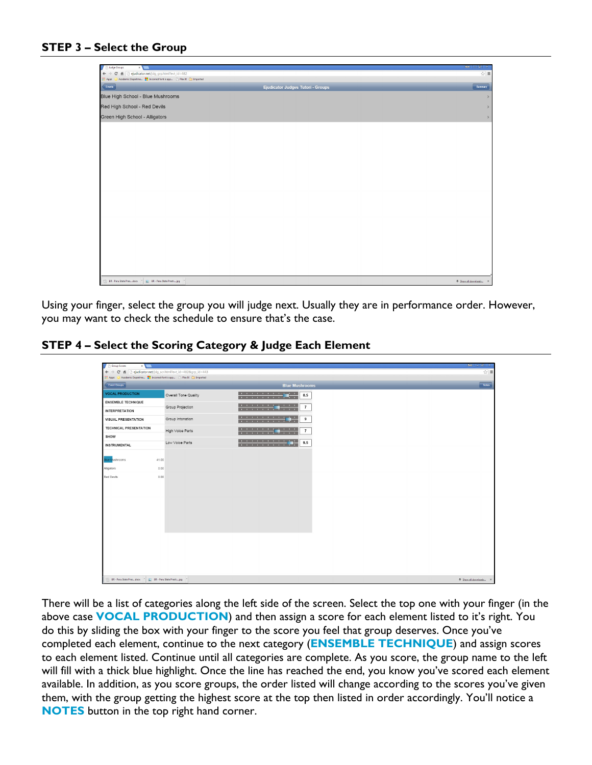## STEP 3 – Select the Group

Using your finger, select the group you will judge next. Usually they are in performance order. However, you may want to check the schedule to ensure that's the case.

## STEP 4 – Select the Scoring Category & Judge Each Element

There will be a list of categories along the left side of the screen. Select the top one with your finger (in the above case **VOCAL PRODUCTION**) and then assign a score for each element listed to it's right. You do this by sliding the box with your finger to the score you feel that group deserves. Once you've completed each element, continue to the next category (**ENSEMBLE TECHNIQUE**) and assign scores to each element listed. Continue until all categories are complete. As you score, the group name to the left will fill with a thick blue highlight. Once the line has reached the end, you know you've scored each element available. In addition, as you score groups, the order listed will change according to the scores you've given them, with the group getting the highest score at the top then listed in order accordingly. You'll notice a **NOTES** button in the top right hand corner.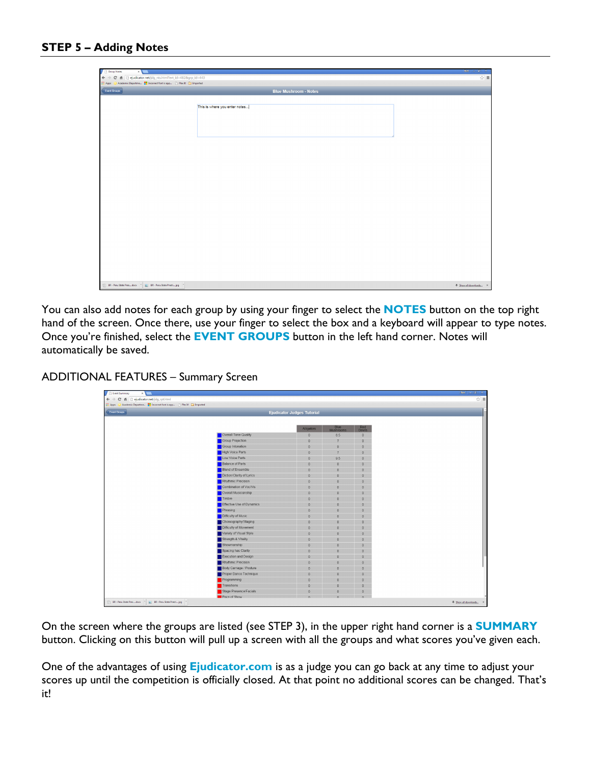## STEP 5 – Adding Notes

You can also add notes for each group by using your finger to select the **NOTES** button on the top right hand of the screen. Once there, use your finger to select the box and a keyboard will appear to type notes. Once you're finished, select the **EVENT GROUPS** button in the left hand corner. Notes will automatically be saved.

ADDITIONAL FEATURES – Summary Screen

On the screen where the groups are listed (see STEP 3), in the upper right hand corner is a **SUMMARY** button. Clicking on this button will pull up a screen with all the groups and what scores you've given each.

One of the advantages of using **Ejudicator.com** is as a judge you can go back at any time to adjust your scores up until the competition is officially closed. At that point no additional scores can be changed. That's it!